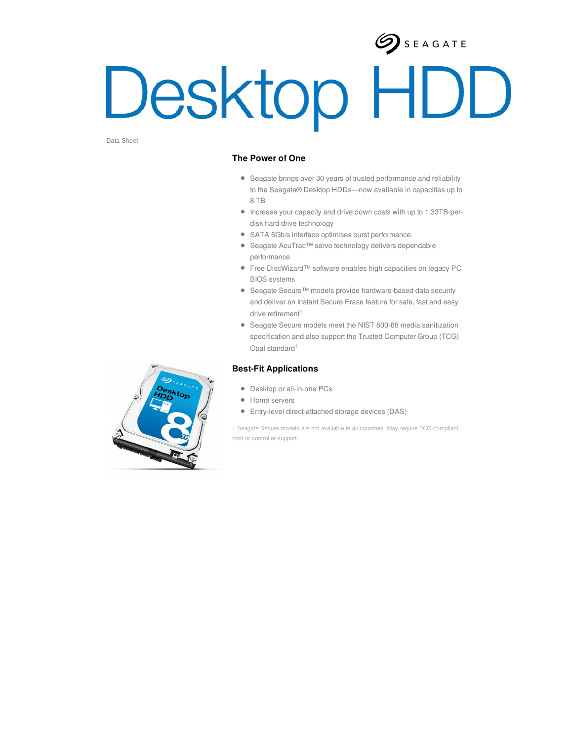SEAGATE

# Desktop HDD

Data Sheet

## The Power of One

- Seagate brings over 30 years of trusted performance and reliability to the Seagate® Desktop HDDs—now available in capacities up to 8 TB
- Increase your capacity and drive down costs with up to 1.33TB-per-disk hard drive technology
- SATA 6Gb/s interface optimises burst performance.
- Seagate AcuTrac™ servo technology delivers dependable performance
- Free DiscWizard™ software enables high capacities on legacy PC BIOS systems
- Seagate Secure™ models provide hardware-based data security and deliver an Instant Secure Erase feature for safe, fast and easy drive retirement[1]
- Seagate Secure models meet the NIST 800-88 media sanitization specification and also support the Trusted Computer Group (TCG) Opal standard[1]

## Best-Fit Applications

- Desktop or all-in-one PCs
- Home servers
- Entry-level direct-attached storage devices (DAS)

1 Seagate Secure models are not available in all countries. May require TCG-compliant host or controller support.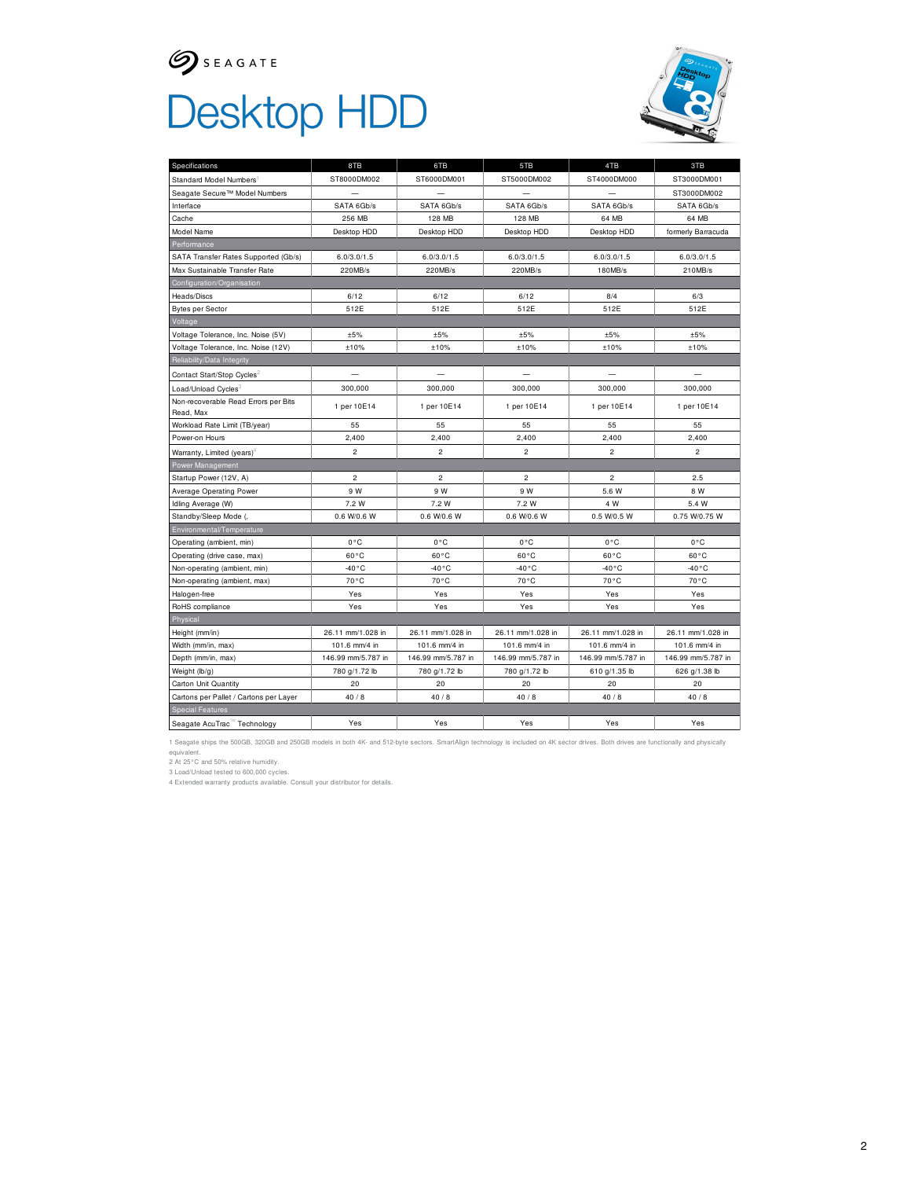SEAGATE

# Desktop HDD

| Specifications | 8TB | 6TB | 5TB | 4TB | 3TB |
|---|---|---|---|---|---|
| Standard Model Numbers[1] | ST8000DM002 | ST6000DM001 | ST5000DM002 | ST4000DM000 | ST3000DM001 |
| Seagate Secure™ Model Numbers | — | — | — | — | ST3000DM002 |
| Interface | SATA 6Gb/s | SATA 6Gb/s | SATA 6Gb/s | SATA 6Gb/s | SATA 6Gb/s |
| Cache | 256 MB | 128 MB | 128 MB | 64 MB | 64 MB |
| Model Name | Desktop HDD | Desktop HDD | Desktop HDD | Desktop HDD | formerly Barracuda |
| **Performance** | | | | | |
| SATA Transfer Rates Supported (Gb/s) | 6.0/3.0/1.5 | 6.0/3.0/1.5 | 6.0/3.0/1.5 | 6.0/3.0/1.5 | 6.0/3.0/1.5 |
| Max Sustainable Transfer Rate | 220MB/s | 220MB/s | 220MB/s | 180MB/s | 210MB/s |
| **Configuration/Organisation** | | | | | |
| Heads/Discs | 6/12 | 6/12 | 6/12 | 8/4 | 6/3 |
| Bytes per Sector | 512E | 512E | 512E | 512E | 512E |
| **Voltage** | | | | | |
| Voltage Tolerance, Inc. Noise (5V) | ±5% | ±5% | ±5% | ±5% | ±5% |
| Voltage Tolerance, Inc. Noise (12V) | ±10% | ±10% | ±10% | ±10% | ±10% |
| **Reliability/Data Integrity** | | | | | |
| Contact Start/Stop Cycles[2] | — | — | — | — | — |
| Load/Unload Cycles[3] | 300,000 | 300,000 | 300,000 | 300,000 | 300,000 |
| Non-recoverable Read Errors per Bits Read, Max | 1 per 10E14 | 1 per 10E14 | 1 per 10E14 | 1 per 10E14 | 1 per 10E14 |
| Workload Rate Limit (TB/year) | 55 | 55 | 55 | 55 | 55 |
| Power-on Hours | 2,400 | 2,400 | 2,400 | 2,400 | 2,400 |
| Warranty, Limited (years)[4] | 2 | 2 | 2 | 2 | 2 |
| **Power Management** | | | | | |
| Startup Power (12V, A) | 2 | 2 | 2 | 2 | 2.5 |
| Average Operating Power | 9 W | 9 W | 9 W | 5.6 W | 8 W |
| Idling Average (W) | 7.2 W | 7.2 W | 7.2 W | 4 W | 5.4 W |
| Standby/Sleep Mode (, | 0.6 W/0.6 W | 0.6 W/0.6 W | 0.6 W/0.6 W | 0.5 W/0.5 W | 0.75 W/0.75 W |
| **Environmental/Temperature** | | | | | |
| Operating (ambient, min) | 0°C | 0°C | 0°C | 0°C | 0°C |
| Operating (drive case, max) | 60°C | 60°C | 60°C | 60°C | 60°C |
| Non-operating (ambient, min) | -40°C | -40°C | -40°C | -40°C | -40°C |
| Non-operating (ambient, max) | 70°C | 70°C | 70°C | 70°C | 70°C |
| Halogen-free | Yes | Yes | Yes | Yes | Yes |
| RoHS compliance | Yes | Yes | Yes | Yes | Yes |
| **Physical** | | | | | |
| Height (mm/in) | 26.11 mm/1.028 in | 26.11 mm/1.028 in | 26.11 mm/1.028 in | 26.11 mm/1.028 in | 26.11 mm/1.028 in |
| Width (mm/in, max) | 101.6 mm/4 in | 101.6 mm/4 in | 101.6 mm/4 in | 101.6 mm/4 in | 101.6 mm/4 in |
| Depth (mm/in, max) | 146.99 mm/5.787 in | 146.99 mm/5.787 in | 146.99 mm/5.787 in | 146.99 mm/5.787 in | 146.99 mm/5.787 in |
| Weight (lb/g) | 780 g/1.72 lb | 780 g/1.72 lb | 780 g/1.72 lb | 610 g/1.35 lb | 626 g/1.38 lb |
| Carton Unit Quantity | 20 | 20 | 20 | 20 | 20 |
| Cartons per Pallet / Cartons per Layer | 40 / 8 | 40 / 8 | 40 / 8 | 40 / 8 | 40 / 8 |
| **Special Features** | | | | | |
| Seagate AcuTrac™ Technology | Yes | Yes | Yes | Yes | Yes |

1 Seagate ships the 500GB, 320GB and 250GB models in both 4K- and 512-byte sectors. SmartAlign technology is included on 4K sector drives. Both drives are functionally and physically equivalent.
2 At 25°C and 50% relative humidity.
3 Load/Unload tested to 600,000 cycles.
4 Extended warranty products available. Consult your distributor for details.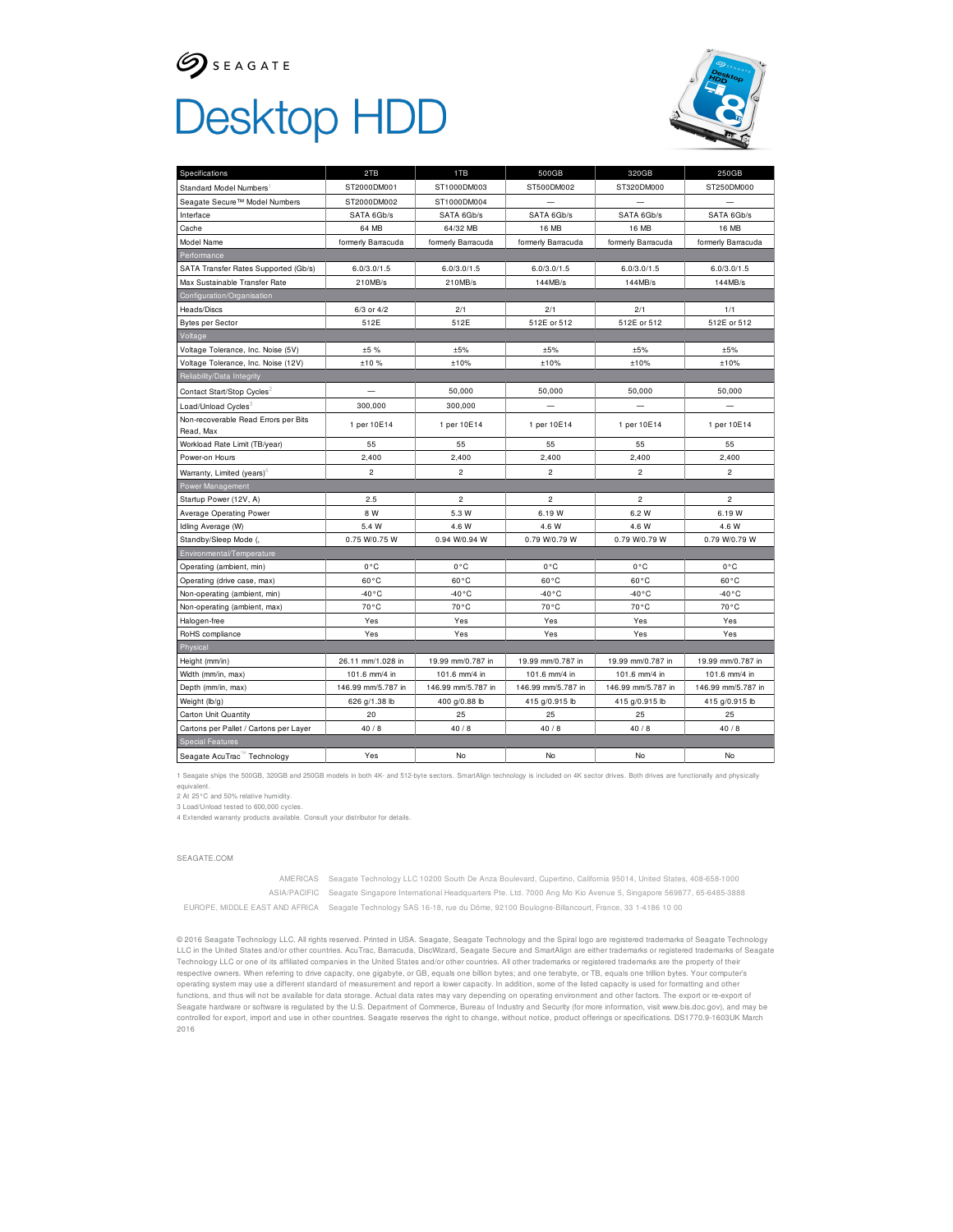SEAGATE

# Desktop HDD

| Specifications | 2TB | 1TB | 500GB | 320GB | 250GB |
|---|---|---|---|---|---|
| Standard Model Numbers[1] | ST2000DM001 | ST1000DM003 | ST500DM002 | ST320DM000 | ST250DM000 |
| Seagate Secure™ Model Numbers | ST2000DM002 | ST1000DM004 | — | — | — |
| Interface | SATA 6Gb/s | SATA 6Gb/s | SATA 6Gb/s | SATA 6Gb/s | SATA 6Gb/s |
| Cache | 64 MB | 64/32 MB | 16 MB | 16 MB | 16 MB |
| Model Name | formerly Barracuda | formerly Barracuda | formerly Barracuda | formerly Barracuda | formerly Barracuda |
| Performance | | | | | |
| SATA Transfer Rates Supported (Gb/s) | 6.0/3.0/1.5 | 6.0/3.0/1.5 | 6.0/3.0/1.5 | 6.0/3.0/1.5 | 6.0/3.0/1.5 |
| Max Sustainable Transfer Rate | 210MB/s | 210MB/s | 144MB/s | 144MB/s | 144MB/s |
| Configuration/Organisation | | | | | |
| Heads/Discs | 6/3 or 4/2 | 2/1 | 2/1 | 2/1 | 1/1 |
| Bytes per Sector | 512E | 512E | 512E or 512 | 512E or 512 | 512E or 512 |
| Voltage | | | | | |
| Voltage Tolerance, Inc. Noise (5V) | ±5 % | ±5% | ±5% | ±5% | ±5% |
| Voltage Tolerance, Inc. Noise (12V) | ±10 % | ±10% | ±10% | ±10% | ±10% |
| Reliability/Data Integrity | | | | | |
| Contact Start/Stop Cycles[2] | — | 50,000 | 50,000 | 50,000 | 50,000 |
| Load/Unload Cycles[3] | 300,000 | 300,000 | — | — | — |
| Non-recoverable Read Errors per Bits Read, Max | 1 per 10E14 | 1 per 10E14 | 1 per 10E14 | 1 per 10E14 | 1 per 10E14 |
| Workload Rate Limit (TB/year) | 55 | 55 | 55 | 55 | 55 |
| Power-on Hours | 2,400 | 2,400 | 2,400 | 2,400 | 2,400 |
| Warranty, Limited (years)[4] | 2 | 2 | 2 | 2 | 2 |
| Power Management | | | | | |
| Startup Power (12V, A) | 2.5 | 2 | 2 | 2 | 2 |
| Average Operating Power | 8 W | 5.3 W | 6.19 W | 6.2 W | 6.19 W |
| Idling Average (W) | 5.4 W | 4.6 W | 4.6 W | 4.6 W | 4.6 W |
| Standby/Sleep Mode (, | 0.75 W/0.75 W | 0.94 W/0.94 W | 0.79 W/0.79 W | 0.79 W/0.79 W | 0.79 W/0.79 W |
| Environmental/Temperature | | | | | |
| Operating (ambient, min) | 0°C | 0°C | 0°C | 0°C | 0°C |
| Operating (drive case, max) | 60°C | 60°C | 60°C | 60°C | 60°C |
| Non-operating (ambient, min) | -40°C | -40°C | -40°C | -40°C | -40°C |
| Non-operating (ambient, max) | 70°C | 70°C | 70°C | 70°C | 70°C |
| Halogen-free | Yes | Yes | Yes | Yes | Yes |
| RoHS compliance | Yes | Yes | Yes | Yes | Yes |
| Physical | | | | | |
| Height (mm/in) | 26.11 mm/1.028 in | 19.99 mm/0.787 in | 19.99 mm/0.787 in | 19.99 mm/0.787 in | 19.99 mm/0.787 in |
| Width (mm/in, max) | 101.6 mm/4 in | 101.6 mm/4 in | 101.6 mm/4 in | 101.6 mm/4 in | 101.6 mm/4 in |
| Depth (mm/in, max) | 146.99 mm/5.787 in | 146.99 mm/5.787 in | 146.99 mm/5.787 in | 146.99 mm/5.787 in | 146.99 mm/5.787 in |
| Weight (lb/g) | 626 g/1.38 lb | 400 g/0.88 lb | 415 g/0.915 lb | 415 g/0.915 lb | 415 g/0.915 lb |
| Carton Unit Quantity | 20 | 25 | 25 | 25 | 25 |
| Cartons per Pallet / Cartons per Layer | 40 / 8 | 40 / 8 | 40 / 8 | 40 / 8 | 40 / 8 |
| Special Features | | | | | |
| Seagate AcuTrac™ Technology | Yes | No | No | No | No |

1 Seagate ships the 500GB, 320GB and 250GB models in both 4K- and 512-byte sectors. SmartAlign technology is included on 4K sector drives. Both drives are functionally and physically equivalent.
2 At 25°C and 50% relative humidity.
3 Load/Unload tested to 600,000 cycles.
4 Extended warranty products available. Consult your distributor for details.

SEAGATE.COM

AMERICAS Seagate Technology LLC 10200 South De Anza Boulevard, Cupertino, California 95014, United States, 408-658-1000
ASIA/PACIFIC Seagate Singapore International Headquarters Pte. Ltd. 7000 Ang Mo Kio Avenue 5, Singapore 569877, 65-6485-3888
EUROPE, MIDDLE EAST AND AFRICA Seagate Technology SAS 16-18, rue du Dôme, 92100 Boulogne-Billancourt, France, 33 1-4186 10 00

© 2016 Seagate Technology LLC. All rights reserved. Printed in USA. Seagate, Seagate Technology and the Spiral logo are registered trademarks of Seagate Technology LLC in the United States and/or other countries. AcuTrac, Barracuda, DiscWizard, Seagate Secure and SmartAlign are either trademarks or registered trademarks of Seagate Technology LLC or one of its affiliated companies in the United States and/or other countries. All other trademarks or registered trademarks are the property of their respective owners. When referring to drive capacity, one gigabyte, or GB, equals one billion bytes; and one terabyte, or TB, equals one trillion bytes. Your computer's operating system may use a different standard of measurement and report a lower capacity. In addition, some of the listed capacity is used for formatting and other functions, and thus will not be available for data storage. Actual data rates may vary depending on operating environment and other factors. The export or re-export of Seagate hardware or software is regulated by the U.S. Department of Commerce, Bureau of Industry and Security (for more information, visit www.bis.doc.gov), and may be controlled for export, import and use in other countries. Seagate reserves the right to change, without notice, product offerings or specifications. DS1770.9-1603UK March 2016